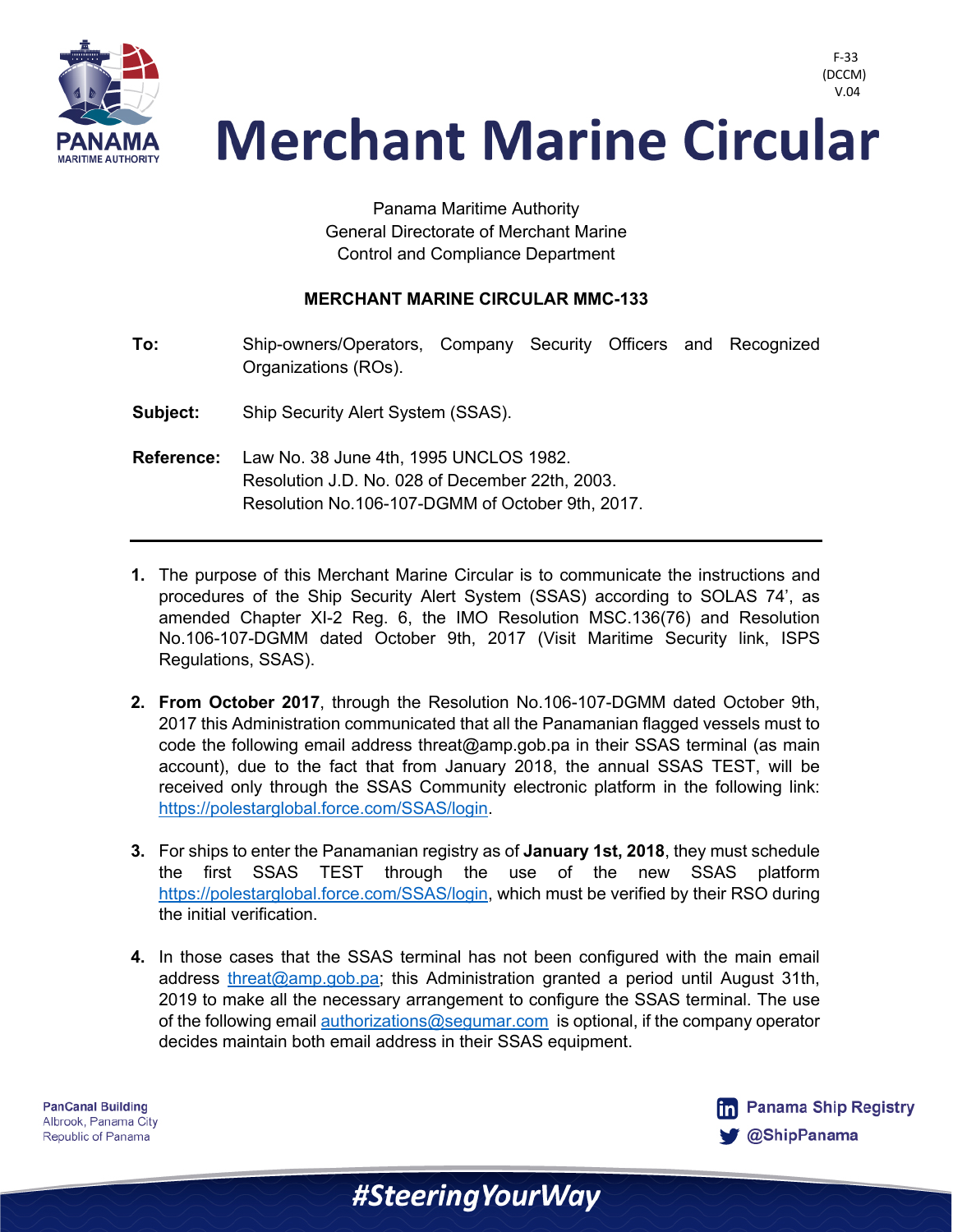F-33
(DCCM)
V.04

# Merchant Marine Circular

Panama Maritime Authority
General Directorate of Merchant Marine
Control and Compliance Department

**MERCHANT MARINE CIRCULAR MMC-133**

**To:** Ship-owners/Operators, Company Security Officers and Recognized Organizations (ROs).

**Subject:** Ship Security Alert System (SSAS).

**Reference:** Law No. 38 June 4th, 1995 UNCLOS 1982.
Resolution J.D. No. 028 of December 22th, 2003.
Resolution No.106-107-DGMM of October 9th, 2017.

---

1. The purpose of this Merchant Marine Circular is to communicate the instructions and procedures of the Ship Security Alert System (SSAS) according to SOLAS 74', as amended Chapter XI-2 Reg. 6, the IMO Resolution MSC.136(76) and Resolution No.106-107-DGMM dated October 9th, 2017 (Visit Maritime Security link, ISPS Regulations, SSAS).

2. **From October 2017**, through the Resolution No.106-107-DGMM dated October 9th, 2017 this Administration communicated that all the Panamanian flagged vessels must to code the following email address threat@amp.gob.pa in their SSAS terminal (as main account), due to the fact that from January 2018, the annual SSAS TEST, will be received only through the SSAS Community electronic platform in the following link: https://polestarglobal.force.com/SSAS/login.

3. For ships to enter the Panamanian registry as of **January 1st, 2018**, they must schedule the first SSAS TEST through the use of the new SSAS platform https://polestarglobal.force.com/SSAS/login, which must be verified by their RSO during the initial verification.

4. In those cases that the SSAS terminal has not been configured with the main email address threat@amp.gob.pa; this Administration granted a period until August 31th, 2019 to make all the necessary arrangement to configure the SSAS terminal. The use of the following email authorizations@segumar.com is optional, if the company operator decides maintain both email address in their SSAS equipment.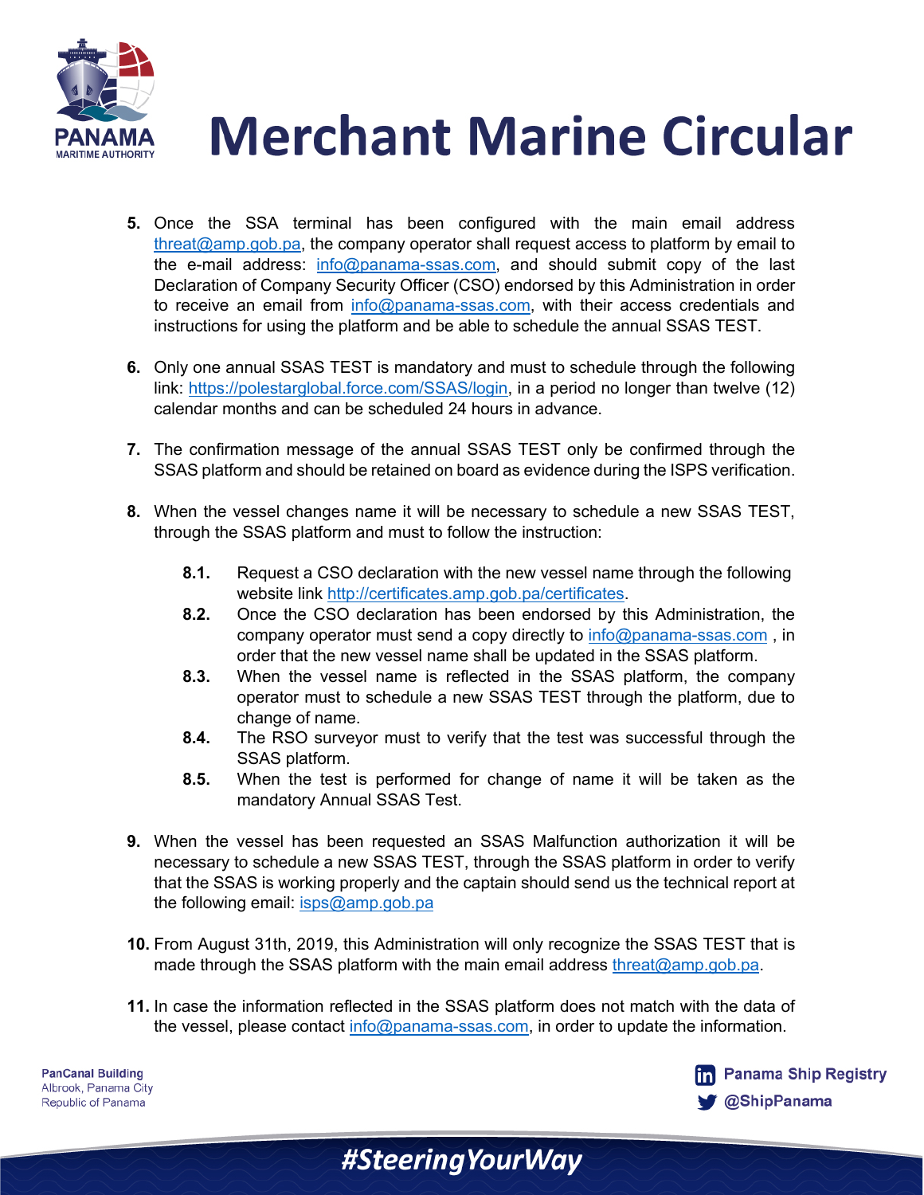5. Once the SSA terminal has been configured with the main email address threat@amp.gob.pa, the company operator shall request access to platform by email to the e-mail address: info@panama-ssas.com, and should submit copy of the last Declaration of Company Security Officer (CSO) endorsed by this Administration in order to receive an email from info@panama-ssas.com, with their access credentials and instructions for using the platform and be able to schedule the annual SSAS TEST.

6. Only one annual SSAS TEST is mandatory and must to schedule through the following link: https://polestarglobal.force.com/SSAS/login, in a period no longer than twelve (12) calendar months and can be scheduled 24 hours in advance.

7. The confirmation message of the annual SSAS TEST only be confirmed through the SSAS platform and should be retained on board as evidence during the ISPS verification.

8. When the vessel changes name it will be necessary to schedule a new SSAS TEST, through the SSAS platform and must to follow the instruction:

   **8.1.** Request a CSO declaration with the new vessel name through the following website link http://certificates.amp.gob.pa/certificates.

   **8.2.** Once the CSO declaration has been endorsed by this Administration, the company operator must send a copy directly to info@panama-ssas.com , in order that the new vessel name shall be updated in the SSAS platform.

   **8.3.** When the vessel name is reflected in the SSAS platform, the company operator must to schedule a new SSAS TEST through the platform, due to change of name.

   **8.4.** The RSO surveyor must to verify that the test was successful through the SSAS platform.

   **8.5.** When the test is performed for change of name it will be taken as the mandatory Annual SSAS Test.

9. When the vessel has been requested an SSAS Malfunction authorization it will be necessary to schedule a new SSAS TEST, through the SSAS platform in order to verify that the SSAS is working properly and the captain should send us the technical report at the following email: isps@amp.gob.pa

10. From August 31th, 2019, this Administration will only recognize the SSAS TEST that is made through the SSAS platform with the main email address threat@amp.gob.pa.

11. In case the information reflected in the SSAS platform does not match with the data of the vessel, please contact info@panama-ssas.com, in order to update the information.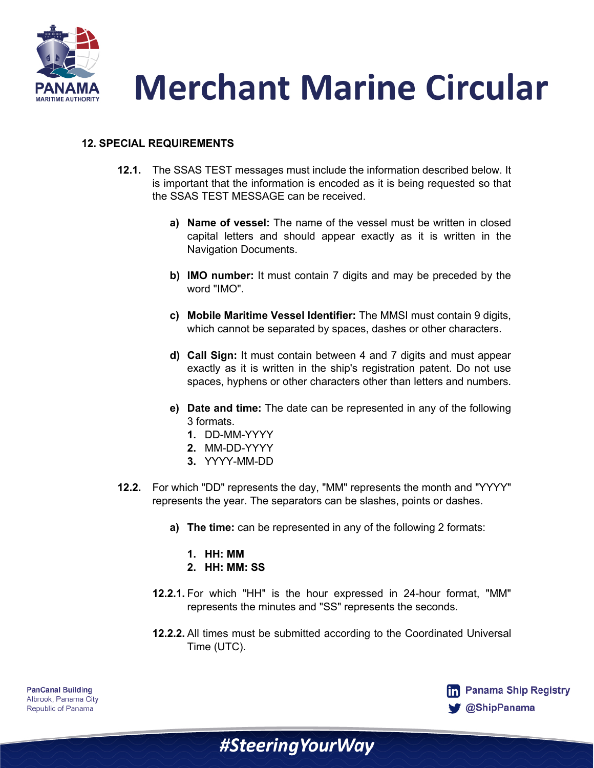## 12. SPECIAL REQUIREMENTS

**12.1.** The SSAS TEST messages must include the information described below. It is important that the information is encoded as it is being requested so that the SSAS TEST MESSAGE can be received.

- **a) Name of vessel:** The name of the vessel must be written in closed capital letters and should appear exactly as it is written in the Navigation Documents.
- **b) IMO number:** It must contain 7 digits and may be preceded by the word "IMO".
- **c) Mobile Maritime Vessel Identifier:** The MMSI must contain 9 digits, which cannot be separated by spaces, dashes or other characters.
- **d) Call Sign:** It must contain between 4 and 7 digits and must appear exactly as it is written in the ship's registration patent. Do not use spaces, hyphens or other characters other than letters and numbers.
- **e) Date and time:** The date can be represented in any of the following 3 formats.
  1. DD-MM-YYYY
  2. MM-DD-YYYY
  3. YYYY-MM-DD

**12.2.** For which "DD" represents the day, "MM" represents the month and "YYYY" represents the year. The separators can be slashes, points or dashes.

- **a) The time:** can be represented in any of the following 2 formats:
  1. **HH: MM**
  2. **HH: MM: SS**

**12.2.1.** For which "HH" is the hour expressed in 24-hour format, "MM" represents the minutes and "SS" represents the seconds.

**12.2.2.** All times must be submitted according to the Coordinated Universal Time (UTC).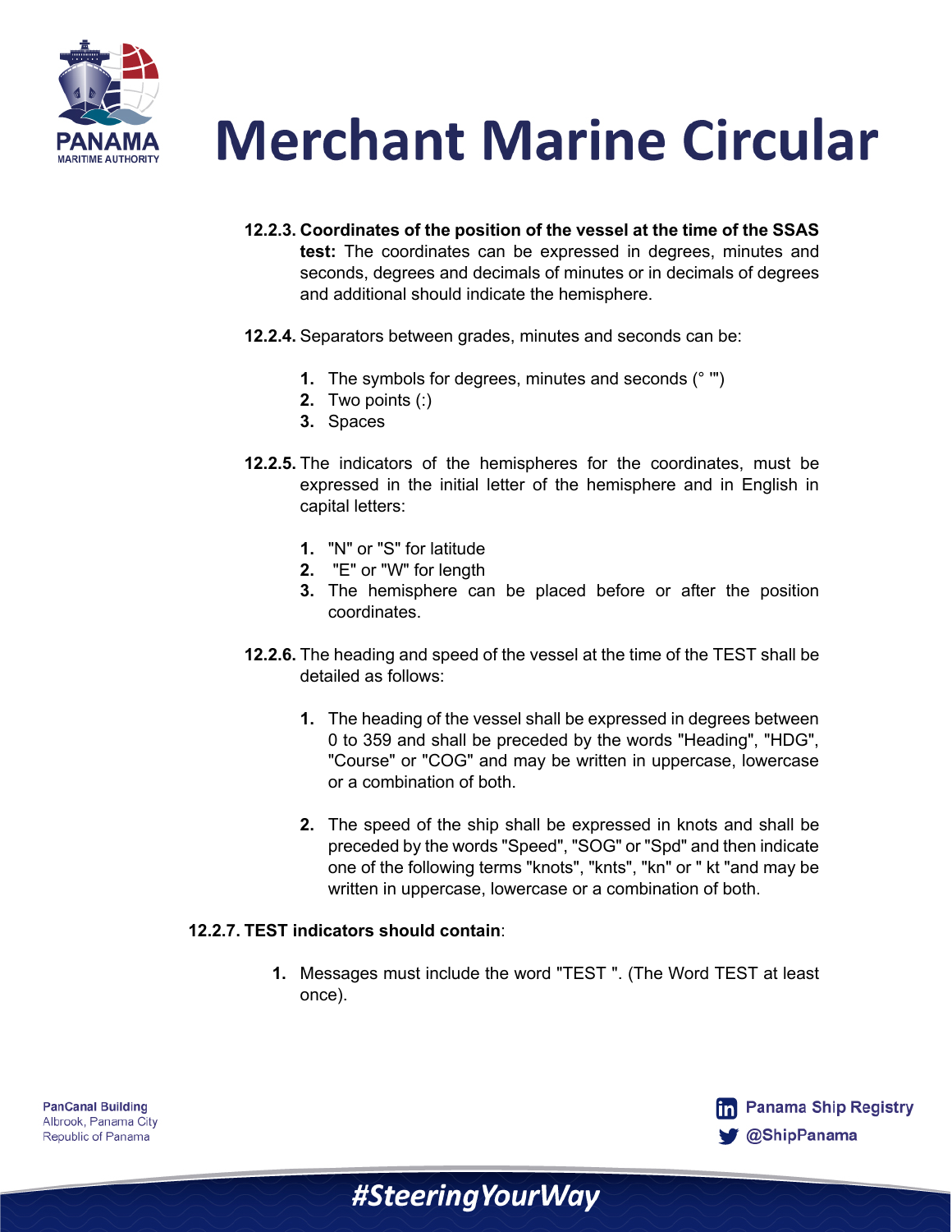**12.2.3. Coordinates of the position of the vessel at the time of the SSAS test:** The coordinates can be expressed in degrees, minutes and seconds, degrees and decimals of minutes or in decimals of degrees and additional should indicate the hemisphere.

**12.2.4.** Separators between grades, minutes and seconds can be:

1. The symbols for degrees, minutes and seconds (° '")
2. Two points (:)
3. Spaces

**12.2.5.** The indicators of the hemispheres for the coordinates, must be expressed in the initial letter of the hemisphere and in English in capital letters:

1. "N" or "S" for latitude
2. "E" or "W" for length
3. The hemisphere can be placed before or after the position coordinates.

**12.2.6.** The heading and speed of the vessel at the time of the TEST shall be detailed as follows:

1. The heading of the vessel shall be expressed in degrees between 0 to 359 and shall be preceded by the words "Heading", "HDG", "Course" or "COG" and may be written in uppercase, lowercase or a combination of both.

2. The speed of the ship shall be expressed in knots and shall be preceded by the words "Speed", "SOG" or "Spd" and then indicate one of the following terms "knots", "knts", "kn" or " kt "and may be written in uppercase, lowercase or a combination of both.

**12.2.7. TEST indicators should contain**:

1. Messages must include the word "TEST ". (The Word TEST at least once).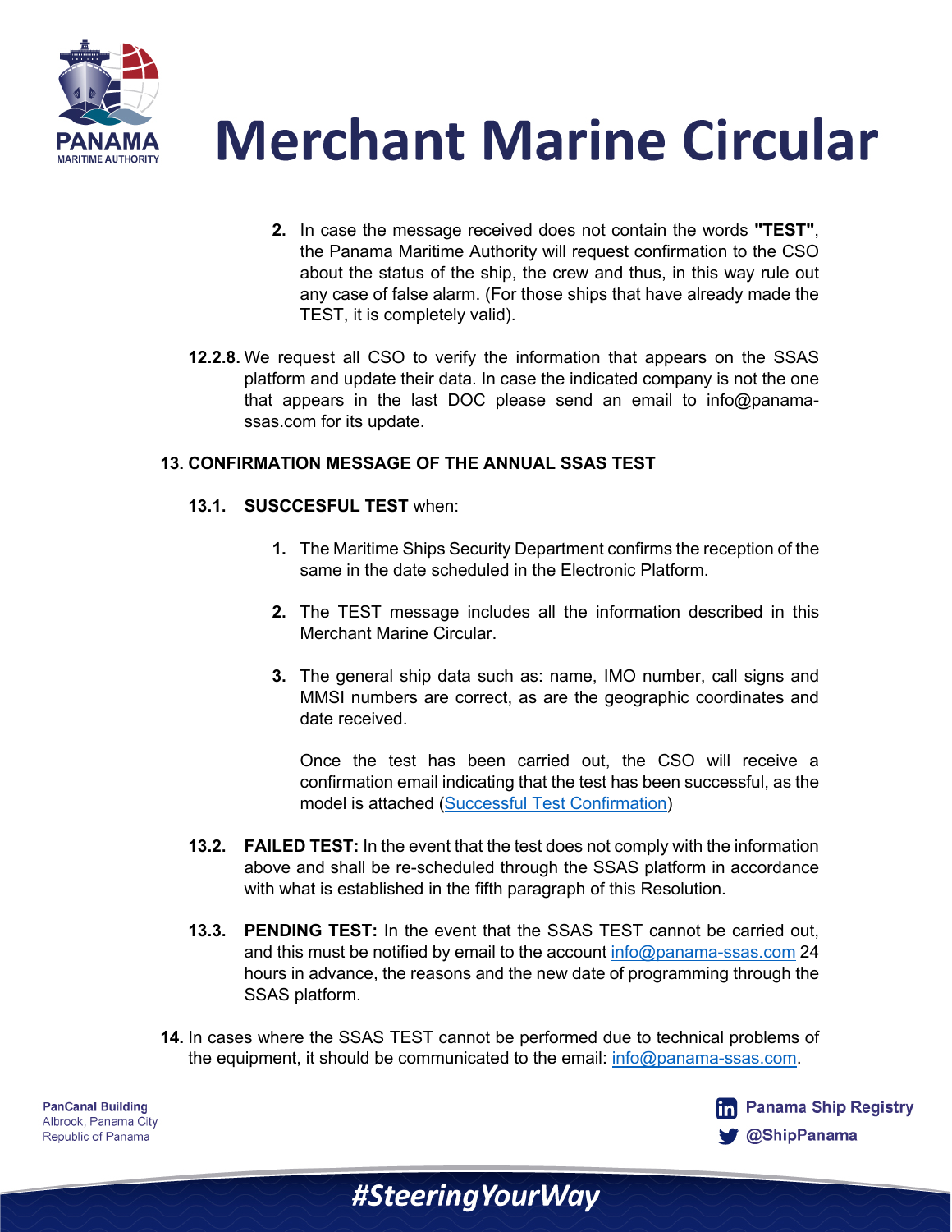2. In case the message received does not contain the words **"TEST"**, the Panama Maritime Authority will request confirmation to the CSO about the status of the ship, the crew and thus, in this way rule out any case of false alarm. (For those ships that have already made the TEST, it is completely valid).

**12.2.8.** We request all CSO to verify the information that appears on the SSAS platform and update their data. In case the indicated company is not the one that appears in the last DOC please send an email to info@panama-ssas.com for its update.

## 13. CONFIRMATION MESSAGE OF THE ANNUAL SSAS TEST

**13.1. SUSCCESFUL TEST** when:

1. The Maritime Ships Security Department confirms the reception of the same in the date scheduled in the Electronic Platform.

2. The TEST message includes all the information described in this Merchant Marine Circular.

3. The general ship data such as: name, IMO number, call signs and MMSI numbers are correct, as are the geographic coordinates and date received.

   Once the test has been carried out, the CSO will receive a confirmation email indicating that the test has been successful, as the model is attached (Successful Test Confirmation)

**13.2. FAILED TEST:** In the event that the test does not comply with the information above and shall be re-scheduled through the SSAS platform in accordance with what is established in the fifth paragraph of this Resolution.

**13.3. PENDING TEST:** In the event that the SSAS TEST cannot be carried out, and this must be notified by email to the account info@panama-ssas.com 24 hours in advance, the reasons and the new date of programming through the SSAS platform.

**14.** In cases where the SSAS TEST cannot be performed due to technical problems of the equipment, it should be communicated to the email: info@panama-ssas.com.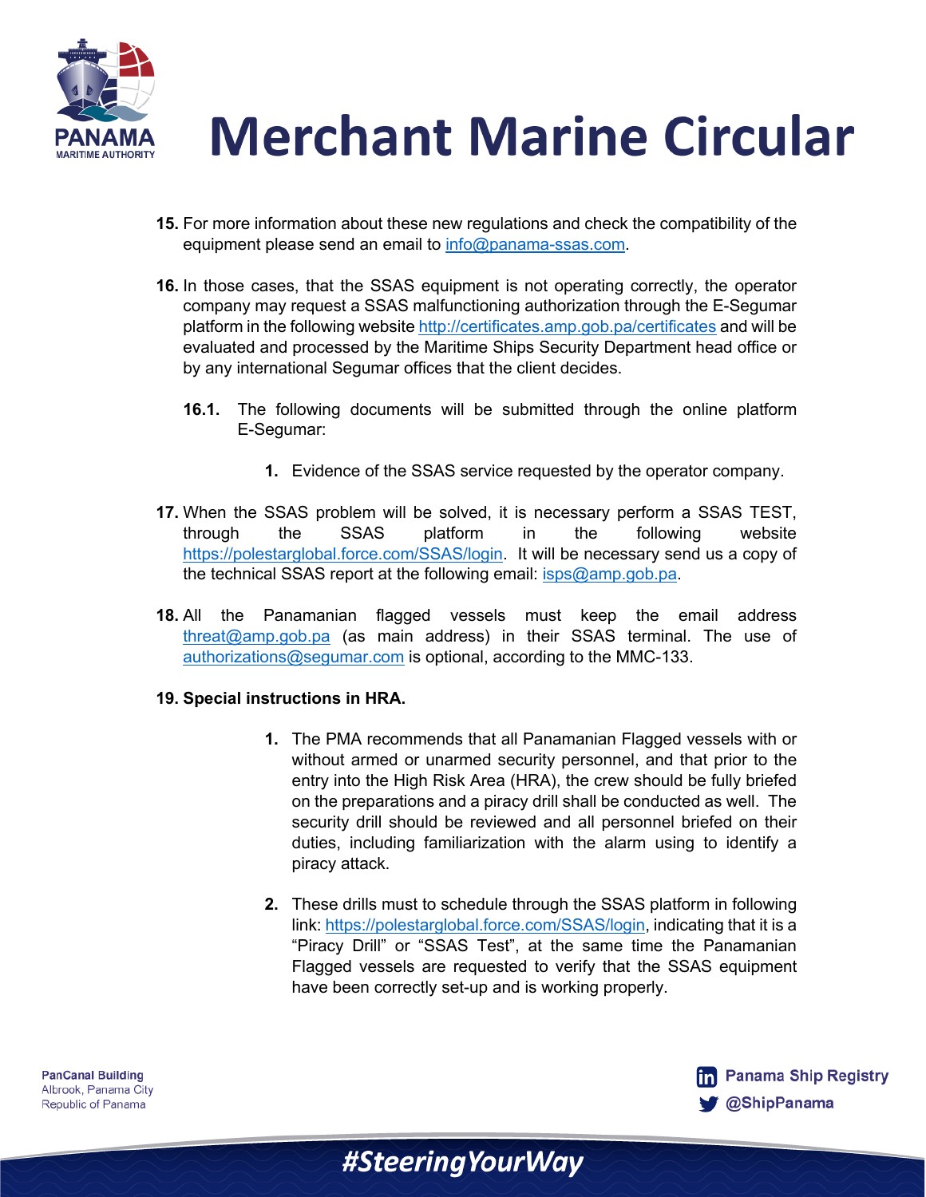**15.** For more information about these new regulations and check the compatibility of the equipment please send an email to info@panama-ssas.com.

**16.** In those cases, that the SSAS equipment is not operating correctly, the operator company may request a SSAS malfunctioning authorization through the E-Segumar platform in the following website http://certificates.amp.gob.pa/certificates and will be evaluated and processed by the Maritime Ships Security Department head office or by any international Segumar offices that the client decides.

**16.1.** The following documents will be submitted through the online platform E-Segumar:

1. Evidence of the SSAS service requested by the operator company.

**17.** When the SSAS problem will be solved, it is necessary perform a SSAS TEST, through the SSAS platform in the following website https://polestarglobal.force.com/SSAS/login. It will be necessary send us a copy of the technical SSAS report at the following email: isps@amp.gob.pa.

**18.** All the Panamanian flagged vessels must keep the email address threat@amp.gob.pa (as main address) in their SSAS terminal. The use of authorizations@segumar.com is optional, according to the MMC-133.

**19. Special instructions in HRA.**

1. The PMA recommends that all Panamanian Flagged vessels with or without armed or unarmed security personnel, and that prior to the entry into the High Risk Area (HRA), the crew should be fully briefed on the preparations and a piracy drill shall be conducted as well. The security drill should be reviewed and all personnel briefed on their duties, including familiarization with the alarm using to identify a piracy attack.

2. These drills must to schedule through the SSAS platform in following link: https://polestarglobal.force.com/SSAS/login, indicating that it is a "Piracy Drill" or "SSAS Test", at the same time the Panamanian Flagged vessels are requested to verify that the SSAS equipment have been correctly set-up and is working properly.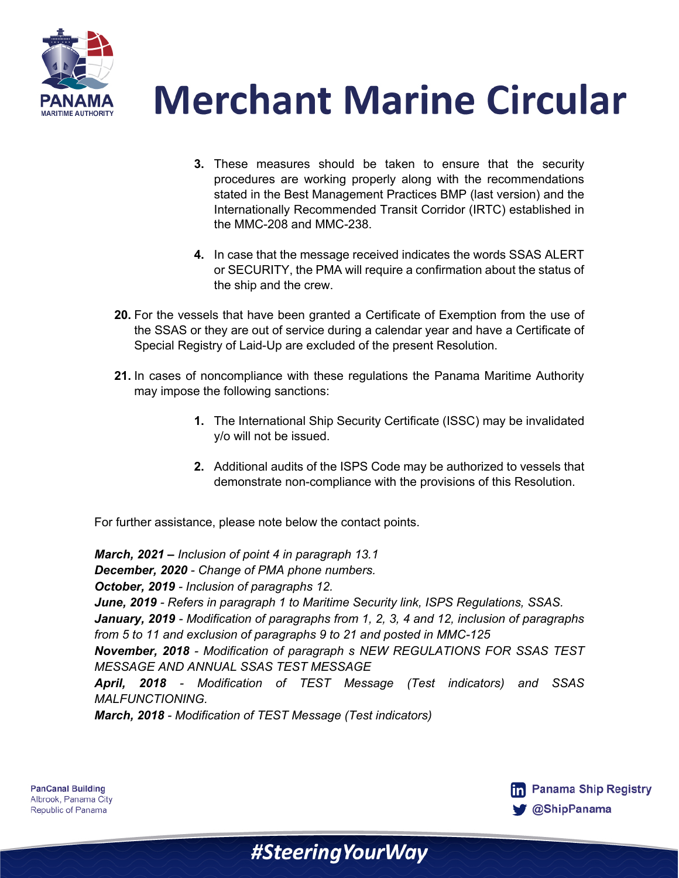3. These measures should be taken to ensure that the security procedures are working properly along with the recommendations stated in the Best Management Practices BMP (last version) and the Internationally Recommended Transit Corridor (IRTC) established in the MMC-208 and MMC-238.

4. In case that the message received indicates the words SSAS ALERT or SECURITY, the PMA will require a confirmation about the status of the ship and the crew.

**20.** For the vessels that have been granted a Certificate of Exemption from the use of the SSAS or they are out of service during a calendar year and have a Certificate of Special Registry of Laid-Up are excluded of the present Resolution.

**21.** In cases of noncompliance with these regulations the Panama Maritime Authority may impose the following sanctions:

1. The International Ship Security Certificate (ISSC) may be invalidated y/o will not be issued.

2. Additional audits of the ISPS Code may be authorized to vessels that demonstrate non-compliance with the provisions of this Resolution.

For further assistance, please note below the contact points.

***March, 2021 –*** *Inclusion of point 4 in paragraph 13.1*
***December, 2020*** *- Change of PMA phone numbers.*
***October, 2019*** *- Inclusion of paragraphs 12.*
***June, 2019*** *- Refers in paragraph 1 to Maritime Security link, ISPS Regulations, SSAS.*
***January, 2019*** *- Modification of paragraphs from 1, 2, 3, 4 and 12, inclusion of paragraphs from 5 to 11 and exclusion of paragraphs 9 to 21 and posted in MMC-125*
***November, 2018*** *- Modification of paragraph s NEW REGULATIONS FOR SSAS TEST MESSAGE AND ANNUAL SSAS TEST MESSAGE*
***April, 2018*** *- Modification of TEST Message (Test indicators) and SSAS MALFUNCTIONING.*
***March, 2018*** *- Modification of TEST Message (Test indicators)*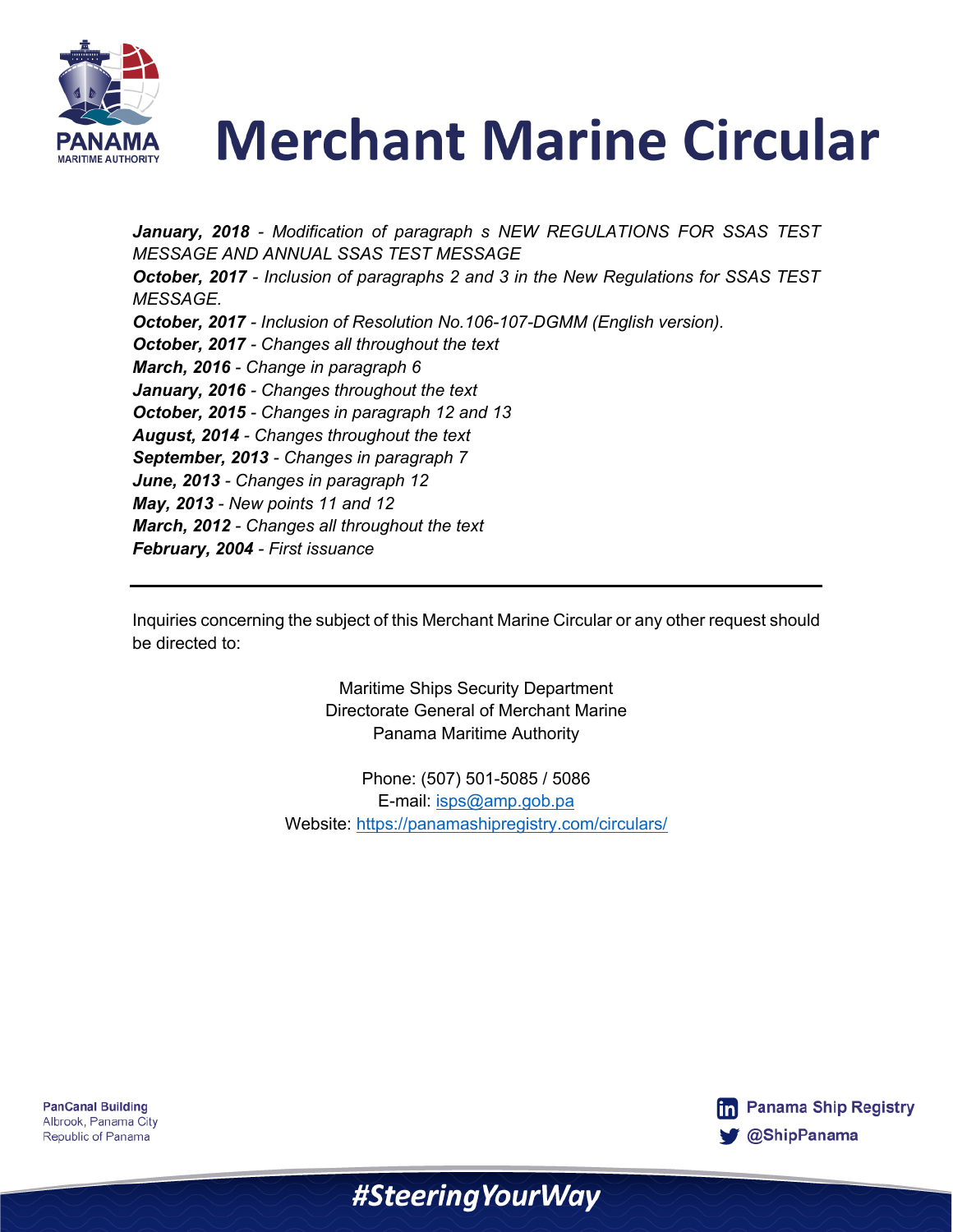***January, 2018*** *- Modification of paragraph s NEW REGULATIONS FOR SSAS TEST MESSAGE AND ANNUAL SSAS TEST MESSAGE*
***October, 2017*** *- Inclusion of paragraphs 2 and 3 in the New Regulations for SSAS TEST MESSAGE.*
***October, 2017*** *- Inclusion of Resolution No.106-107-DGMM (English version).*
***October, 2017*** *- Changes all throughout the text*
***March, 2016*** *- Change in paragraph 6*
***January, 2016*** *- Changes throughout the text*
***October, 2015*** *- Changes in paragraph 12 and 13*
***August, 2014*** *- Changes throughout the text*
***September, 2013*** *- Changes in paragraph 7*
***June, 2013*** *- Changes in paragraph 12*
***May, 2013*** *- New points 11 and 12*
***March, 2012*** *- Changes all throughout the text*
***February, 2004*** *- First issuance*

---

Inquiries concerning the subject of this Merchant Marine Circular or any other request should be directed to:

Maritime Ships Security Department
Directorate General of Merchant Marine
Panama Maritime Authority

Phone: (507) 501-5085 / 5086
E-mail: isps@amp.gob.pa
Website: https://panamashipregistry.com/circulars/